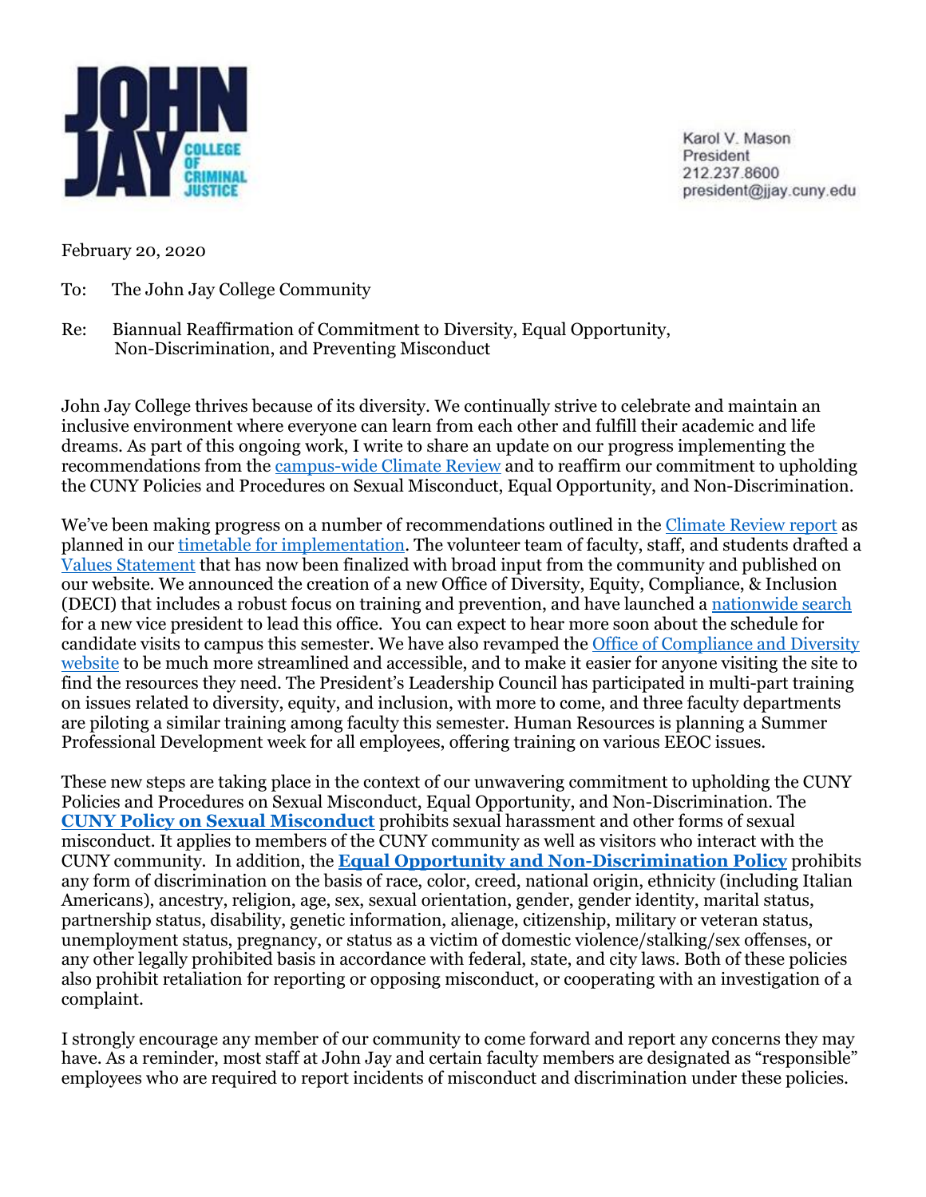JOHN JAY COLLEGE OF CRIMINAL JUSTICE

Karol V. Mason
President
212.237.8600
president@jjay.cuny.edu

February 20, 2020

To: The John Jay College Community

Re: Biannual Reaffirmation of Commitment to Diversity, Equal Opportunity, Non-Discrimination, and Preventing Misconduct

John Jay College thrives because of its diversity. We continually strive to celebrate and maintain an inclusive environment where everyone can learn from each other and fulfill their academic and life dreams. As part of this ongoing work, I write to share an update on our progress implementing the recommendations from the campus-wide Climate Review and to reaffirm our commitment to upholding the CUNY Policies and Procedures on Sexual Misconduct, Equal Opportunity, and Non-Discrimination.

We've been making progress on a number of recommendations outlined in the Climate Review report as planned in our timetable for implementation. The volunteer team of faculty, staff, and students drafted a Values Statement that has now been finalized with broad input from the community and published on our website. We announced the creation of a new Office of Diversity, Equity, Compliance, & Inclusion (DECI) that includes a robust focus on training and prevention, and have launched a nationwide search for a new vice president to lead this office. You can expect to hear more soon about the schedule for candidate visits to campus this semester. We have also revamped the Office of Compliance and Diversity website to be much more streamlined and accessible, and to make it easier for anyone visiting the site to find the resources they need. The President's Leadership Council has participated in multi-part training on issues related to diversity, equity, and inclusion, with more to come, and three faculty departments are piloting a similar training among faculty this semester. Human Resources is planning a Summer Professional Development week for all employees, offering training on various EEOC issues.

These new steps are taking place in the context of our unwavering commitment to upholding the CUNY Policies and Procedures on Sexual Misconduct, Equal Opportunity, and Non-Discrimination. The **CUNY Policy on Sexual Misconduct** prohibits sexual harassment and other forms of sexual misconduct. It applies to members of the CUNY community as well as visitors who interact with the CUNY community. In addition, the **Equal Opportunity and Non-Discrimination Policy** prohibits any form of discrimination on the basis of race, color, creed, national origin, ethnicity (including Italian Americans), ancestry, religion, age, sex, sexual orientation, gender, gender identity, marital status, partnership status, disability, genetic information, alienage, citizenship, military or veteran status, unemployment status, pregnancy, or status as a victim of domestic violence/stalking/sex offenses, or any other legally prohibited basis in accordance with federal, state, and city laws. Both of these policies also prohibit retaliation for reporting or opposing misconduct, or cooperating with an investigation of a complaint.

I strongly encourage any member of our community to come forward and report any concerns they may have. As a reminder, most staff at John Jay and certain faculty members are designated as "responsible" employees who are required to report incidents of misconduct and discrimination under these policies.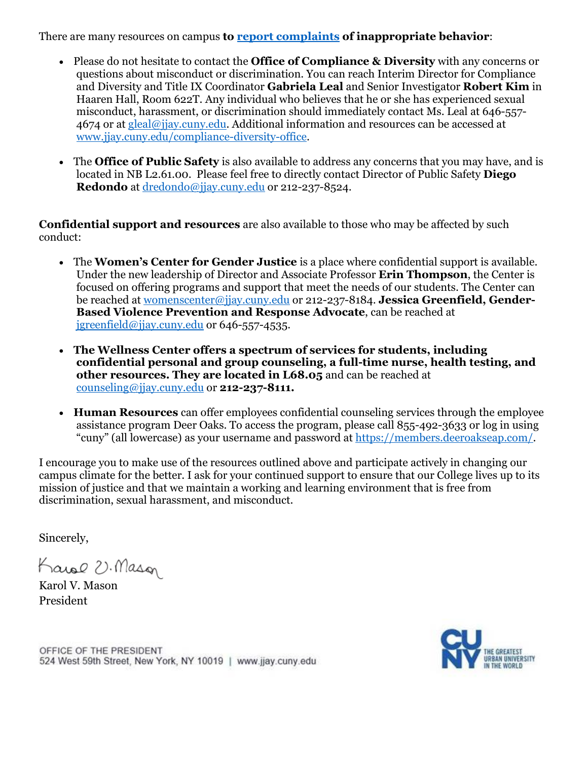There are many resources on campus **to [report complaints](#) of inappropriate behavior**:

- Please do not hesitate to contact the **Office of Compliance & Diversity** with any concerns or questions about misconduct or discrimination. You can reach Interim Director for Compliance and Diversity and Title IX Coordinator **Gabriela Leal** and Senior Investigator **Robert Kim** in Haaren Hall, Room 622T. Any individual who believes that he or she has experienced sexual misconduct, harassment, or discrimination should immediately contact Ms. Leal at 646-557-4674 or at gleal@jjay.cuny.edu. Additional information and resources can be accessed at www.jjay.cuny.edu/compliance-diversity-office.

- The **Office of Public Safety** is also available to address any concerns that you may have, and is located in NB L2.61.00. Please feel free to directly contact Director of Public Safety **Diego Redondo** at dredondo@jjay.cuny.edu or 212-237-8524.

**Confidential support and resources** are also available to those who may be affected by such conduct:

- The **Women's Center for Gender Justice** is a place where confidential support is available. Under the new leadership of Director and Associate Professor **Erin Thompson**, the Center is focused on offering programs and support that meet the needs of our students. The Center can be reached at womenscenter@jjay.cuny.edu or 212-237-8184. **Jessica Greenfield, Gender-Based Violence Prevention and Response Advocate**, can be reached at jgreenfield@jjay.cuny.edu or 646-557-4535.

- **The Wellness Center offers a spectrum of services for students, including confidential personal and group counseling, a full-time nurse, health testing, and other resources. They are located in L68.05** and can be reached at counseling@jjay.cuny.edu or **212-237-8111.**

- **Human Resources** can offer employees confidential counseling services through the employee assistance program Deer Oaks. To access the program, please call 855-492-3633 or log in using "cuny" (all lowercase) as your username and password at https://members.deeroakseap.com/.

I encourage you to make use of the resources outlined above and participate actively in changing our campus climate for the better. I ask for your continued support to ensure that our College lives up to its mission of justice and that we maintain a working and learning environment that is free from discrimination, sexual harassment, and misconduct.

Sincerely,

Karol V. Mason

Karol V. Mason
President

OFFICE OF THE PRESIDENT
524 West 59th Street, New York, NY 10019 | www.jjay.cuny.edu

CUNY THE GREATEST URBAN UNIVERSITY IN THE WORLD